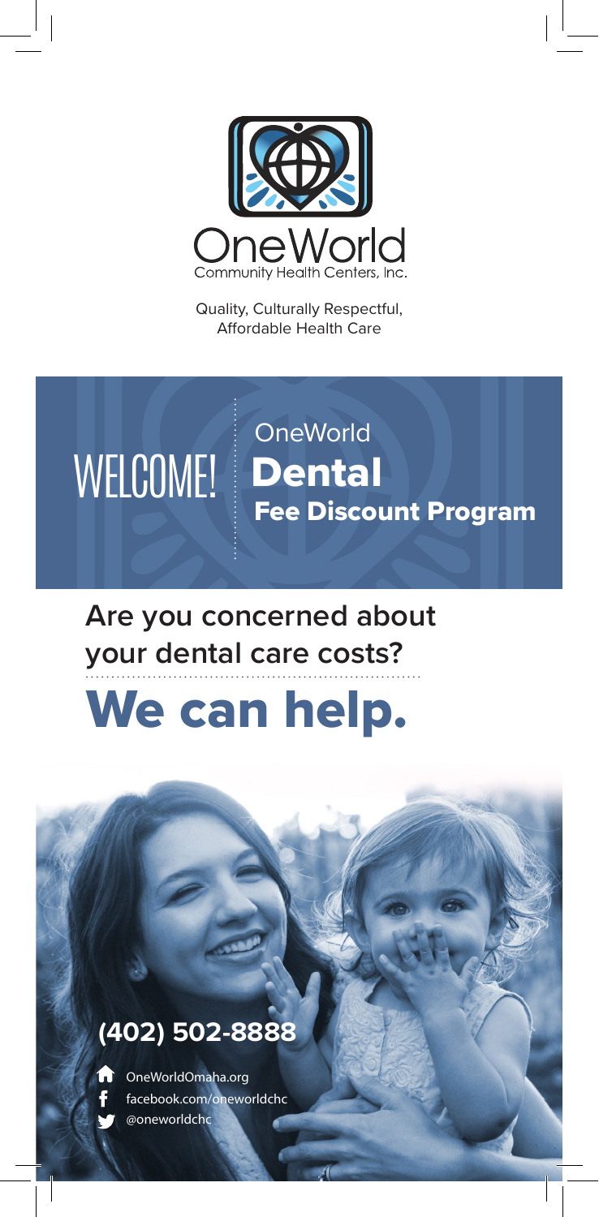OneWorld

Community Health Centers, Inc.

Quality, Culturally Respectful, Affordable Health Care

# WELCOME!

## OneWorld Dental Fee Discount Program

**Are you concerned about your dental care costs?**

# We can help.

**(402) 502-8888**

OneWorldOmaha.org

facebook.com/oneworldchc

@oneworldchc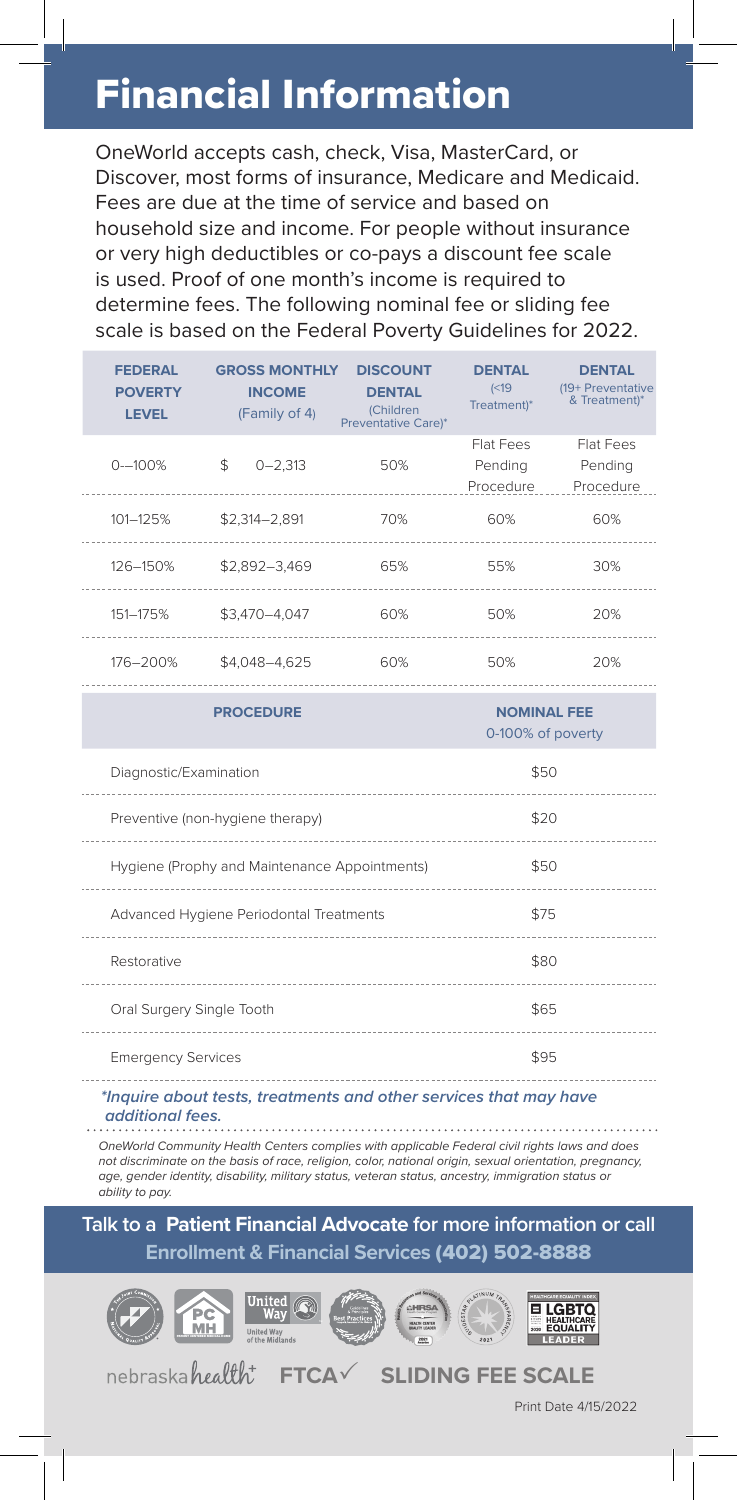# Financial Information

OneWorld accepts cash, check, Visa, MasterCard, or Discover, most forms of insurance, Medicare and Medicaid. Fees are due at the time of service and based on household size and income. For people without insurance or very high deductibles or co-pays a discount fee scale is used. Proof of one month's income is required to determine fees. The following nominal fee or sliding fee scale is based on the Federal Poverty Guidelines for 2022.

| FEDERAL POVERTY LEVEL | GROSS MONTHLY INCOME (Family of 4) | DISCOUNT DENTAL (Children Preventative Care)* | DENTAL (<19 Treatment)* | DENTAL (19+ Preventative & Treatment)* |
|---|---|---|---|---|
| 0-–100% | $ 0–2,313 | 50% | Flat Fees Pending Procedure | Flat Fees Pending Procedure |
| 101–125% | $2,314–2,891 | 70% | 60% | 60% |
| 126–150% | $2,892–3,469 | 65% | 55% | 30% |
| 151–175% | $3,470–4,047 | 60% | 50% | 20% |
| 176–200% | $4,048–4,625 | 60% | 50% | 20% |

| PROCEDURE | NOMINAL FEE 0-100% of poverty |
|---|---|
| Diagnostic/Examination | $50 |
| Preventive (non-hygiene therapy) | $20 |
| Hygiene (Prophy and Maintenance Appointments) | $50 |
| Advanced Hygiene Periodontal Treatments | $75 |
| Restorative | $80 |
| Oral Surgery Single Tooth | $65 |
| Emergency Services | $95 |

***Inquire about tests, treatments and other services that may have additional fees.***

*OneWorld Community Health Centers complies with applicable Federal civil rights laws and does not discriminate on the basis of race, religion, color, national origin, sexual orientation, pregnancy, age, gender identity, disability, military status, veteran status, ancestry, immigration status or ability to pay.*

**Talk to a Patient Financial Advocate for more information or call Enrollment & Financial Services (402) 502-8888**

nebraska health⁺ FTCA✓ **SLIDING FEE SCALE**

Print Date 4/15/2022